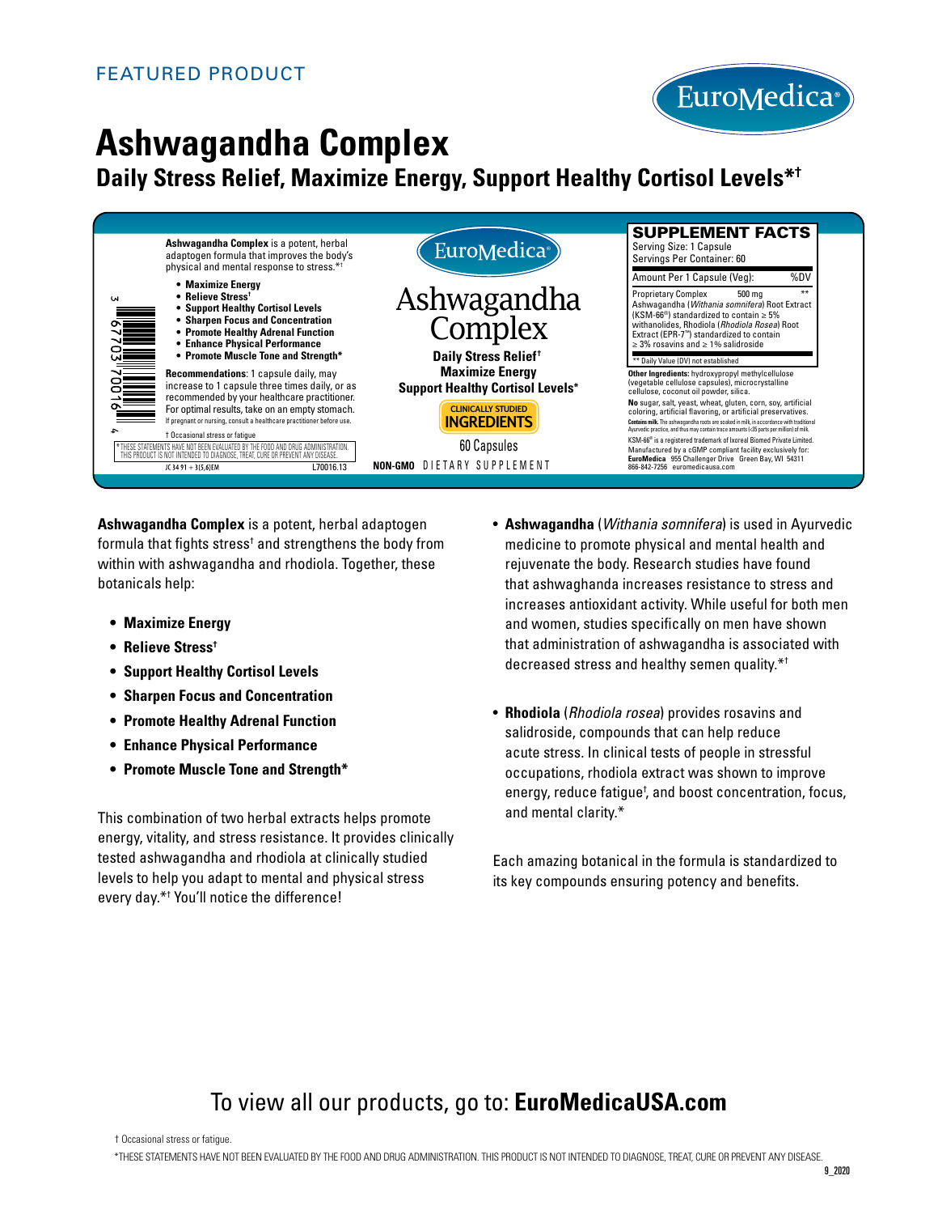FEATURED PRODUCT

EuroMedica®

# Ashwagandha Complex

## Daily Stress Relief, Maximize Energy, Support Healthy Cortisol Levels*†

**Ashwagandha Complex** is a potent, herbal adaptogen formula that improves the body's physical and mental response to stress.*†

- **Maximize Energy**
- **Relieve Stress†**
- **Support Healthy Cortisol Levels**
- **Sharpen Focus and Concentration**
- **Promote Healthy Adrenal Function**
- **Enhance Physical Performance**
- **Promote Muscle Tone and Strength***

**Recommendations**: 1 capsule daily, may increase to 1 capsule three times daily, or as recommended by your healthcare practitioner. For optimal results, take on an empty stomach.
If pregnant or nursing, consult a healthcare practitioner before use.

† Occasional stress or fatigue

*THESE STATEMENTS HAVE NOT BEEN EVALUATED BY THE FOOD AND DRUG ADMINISTRATION. THIS PRODUCT IS NOT INTENDED TO DIAGNOSE, TREAT, CURE OR PREVENT ANY DISEASE.

JC 34 91 + 3(5,6)EM L70016.13

3 67703 70016 4

EuroMedica®

Ashwagandha Complex

**Daily Stress Relief†**
**Maximize Energy**
**Support Healthy Cortisol Levels***

CLINICALLY STUDIED INGREDIENTS

60 Capsules

**NON-GMO** DIETARY SUPPLEMENT

**SUPPLEMENT FACTS**

Serving Size: 1 Capsule
Servings Per Container: 60

| Amount Per 1 Capsule (Veg): | | %DV |
|---|---|---|
| Proprietary Complex | 500 mg | ** |
| Ashwagandha (*Withania somnifera*) Root Extract (KSM-66®) standardized to contain ≥ 5% withanolides, Rhodiola (*Rhodiola Rosea*) Root Extract (EPR-7™) standardized to contain ≥ 3% rosavins and ≥ 1% salidroside | | |

** Daily Value (DV) not established

**Other Ingredients:** hydroxypropyl methylcellulose (vegetable cellulose capsules), microcrystalline cellulose, coconut oil powder, silica.

**No** sugar, salt, yeast, wheat, gluten, corn, soy, artificial coloring, artificial flavoring, or artificial preservatives.

**Contains milk.** The ashwagandha roots are soaked in milk, in accordance with traditional Ayurvedic practice, and thus may contain trace amounts (<35 parts per million) of milk.

KSM-66® is a registered trademark of Ixoreal Biomed Private Limited.

Manufactured by a cGMP compliant facility exclusively for:
**EuroMedica** 955 Challenger Drive Green Bay, WI 54311
866-842-7256 euromedicausa.com

**Ashwagandha Complex** is a potent, herbal adaptogen formula that fights stress† and strengthens the body from within with ashwagandha and rhodiola. Together, these botanicals help:

- **Maximize Energy**
- **Relieve Stress†**
- **Support Healthy Cortisol Levels**
- **Sharpen Focus and Concentration**
- **Promote Healthy Adrenal Function**
- **Enhance Physical Performance**
- **Promote Muscle Tone and Strength***

This combination of two herbal extracts helps promote energy, vitality, and stress resistance. It provides clinically tested ashwagandha and rhodiola at clinically studied levels to help you adapt to mental and physical stress every day.*† You'll notice the difference!

- **Ashwagandha** (*Withania somnifera*) is used in Ayurvedic medicine to promote physical and mental health and rejuvenate the body. Research studies have found that ashwaghanda increases resistance to stress and increases antioxidant activity. While useful for both men and women, studies specifically on men have shown that administration of ashwagandha is associated with decreased stress and healthy semen quality.*†

- **Rhodiola** (*Rhodiola rosea*) provides rosavins and salidroside, compounds that can help reduce acute stress. In clinical tests of people in stressful occupations, rhodiola extract was shown to improve energy, reduce fatigue†, and boost concentration, focus, and mental clarity.*

Each amazing botanical in the formula is standardized to its key compounds ensuring potency and benefits.

To view all our products, go to: **EuroMedicaUSA.com**

† Occasional stress or fatigue.

*THESE STATEMENTS HAVE NOT BEEN EVALUATED BY THE FOOD AND DRUG ADMINISTRATION. THIS PRODUCT IS NOT INTENDED TO DIAGNOSE, TREAT, CURE OR PREVENT ANY DISEASE.

9_2020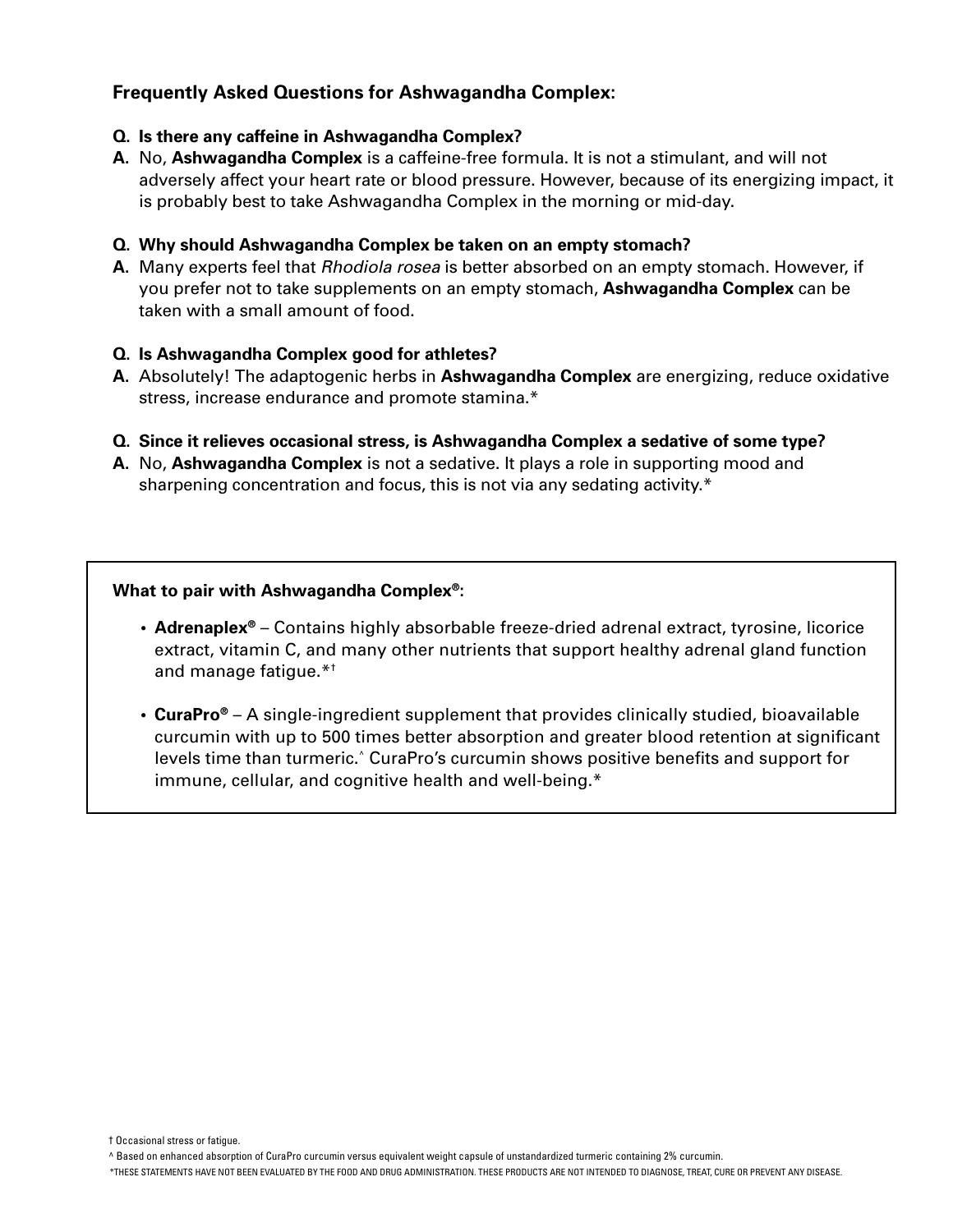### Frequently Asked Questions for Ashwagandha Complex:

**Q. Is there any caffeine in Ashwagandha Complex?**

**A.** No, **Ashwagandha Complex** is a caffeine-free formula. It is not a stimulant, and will not adversely affect your heart rate or blood pressure. However, because of its energizing impact, it is probably best to take Ashwagandha Complex in the morning or mid-day.

**Q. Why should Ashwagandha Complex be taken on an empty stomach?**

**A.** Many experts feel that *Rhodiola rosea* is better absorbed on an empty stomach. However, if you prefer not to take supplements on an empty stomach, **Ashwagandha Complex** can be taken with a small amount of food.

**Q. Is Ashwagandha Complex good for athletes?**

**A.** Absolutely! The adaptogenic herbs in **Ashwagandha Complex** are energizing, reduce oxidative stress, increase endurance and promote stamina.*

**Q. Since it relieves occasional stress, is Ashwagandha Complex a sedative of some type?**

**A.** No, **Ashwagandha Complex** is not a sedative. It plays a role in supporting mood and sharpening concentration and focus, this is not via any sedating activity.*

**What to pair with Ashwagandha Complex®:**

- **Adrenaplex®** – Contains highly absorbable freeze-dried adrenal extract, tyrosine, licorice extract, vitamin C, and many other nutrients that support healthy adrenal gland function and manage fatigue.*†
- **CuraPro®** – A single-ingredient supplement that provides clinically studied, bioavailable curcumin with up to 500 times better absorption and greater blood retention at significant levels time than turmeric.^ CuraPro's curcumin shows positive benefits and support for immune, cellular, and cognitive health and well-being.*

† Occasional stress or fatigue.

^ Based on enhanced absorption of CuraPro curcumin versus equivalent weight capsule of unstandardized turmeric containing 2% curcumin.

*THESE STATEMENTS HAVE NOT BEEN EVALUATED BY THE FOOD AND DRUG ADMINISTRATION. THESE PRODUCTS ARE NOT INTENDED TO DIAGNOSE, TREAT, CURE OR PREVENT ANY DISEASE.